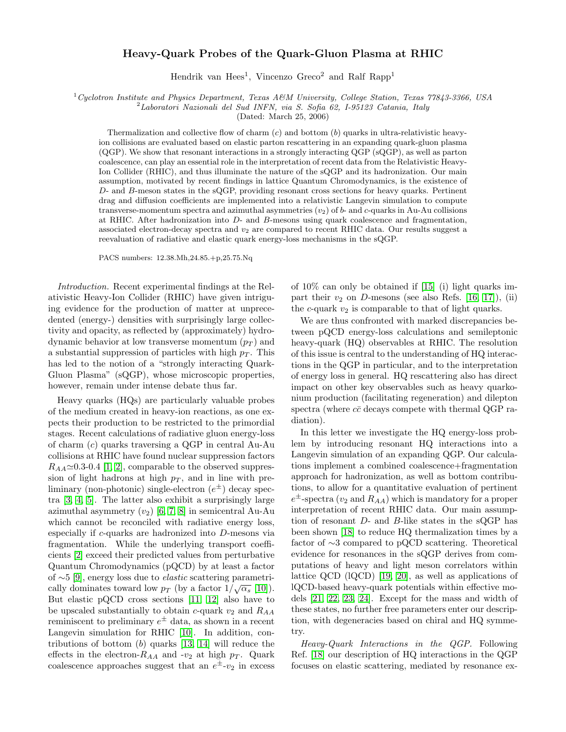# Heavy-Quark Probes of the Quark-Gluon Plasma at RHIC

Hendrik van Hees[1], Vincenzo Greco[2] and Ralf Rapp[1]

[1] *Cyclotron Institute and Physics Department, Texas A&M University, College Station, Texas 77843-3366, USA*
[2] *Laboratori Nazionali del Sud INFN, via S. Sofia 62, I-95123 Catania, Italy*
(Dated: March 25, 2006)

Thermalization and collective flow of charm ($c$) and bottom ($b$) quarks in ultra-relativistic heavy-ion collisions are evaluated based on elastic parton rescattering in an expanding quark-gluon plasma (QGP). We show that resonant interactions in a strongly interacting QGP (sQGP), as well as parton coalescence, can play an essential role in the interpretation of recent data from the Relativistic Heavy-Ion Collider (RHIC), and thus illuminate the nature of the sQGP and its hadronization. Our main assumption, motivated by recent findings in lattice Quantum Chromodynamics, is the existence of $D$- and $B$-meson states in the sQGP, providing resonant cross sections for heavy quarks. Pertinent drag and diffusion coefficients are implemented into a relativistic Langevin simulation to compute transverse-momentum spectra and azimuthal asymmetries ($v_2$) of $b$- and $c$-quarks in Au-Au collisions at RHIC. After hadronization into $D$- and $B$-mesons using quark coalescence and fragmentation, associated electron-decay spectra and $v_2$ are compared to recent RHIC data. Our results suggest a reevaluation of radiative and elastic quark energy-loss mechanisms in the sQGP.

PACS numbers: 12.38.Mh,24.85.+p,25.75.Nq

*Introduction.* Recent experimental findings at the Relativistic Heavy-Ion Collider (RHIC) have given intriguing evidence for the production of matter at unprecedented (energy-) densities with surprisingly large collectivity and opacity, as reflected by (approximately) hydrodynamic behavior at low transverse momentum ($p_T$) and a substantial suppression of particles with high $p_T$. This has led to the notion of a "strongly interacting Quark-Gluon Plasma" (sQGP), whose microscopic properties, however, remain under intense debate thus far.

Heavy quarks (HQs) are particularly valuable probes of the medium created in heavy-ion reactions, as one expects their production to be restricted to the primordial stages. Recent calculations of radiative gluon energy-loss of charm ($c$) quarks traversing a QGP in central Au-Au collisions at RHIC have found nuclear suppression factors $R_{AA}\simeq$0.3-0.4 [1, 2], comparable to the observed suppression of light hadrons at high $p_T$, and in line with preliminary (non-photonic) single-electron ($e^{\pm}$) decay spectra [3, 4, 5]. The latter also exhibit a surprisingly large azimuthal asymmetry ($v_2$) [6, 7, 8] in semicentral Au-Au which cannot be reconciled with radiative energy loss, especially if $c$-quarks are hadronized into $D$-mesons via fragmentation. While the underlying transport coefficients [2] exceed their predicted values from perturbative Quantum Chromodynamics (pQCD) by at least a factor of $\sim$5 [9], energy loss due to *elastic* scattering parametrically dominates toward low $p_T$ (by a factor $1/\sqrt{\alpha_s}$ [10]). But elastic pQCD cross sections [11, 12] also have to be upscaled substantially to obtain $c$-quark $v_2$ and $R_{AA}$ reminiscent to preliminary $e^{\pm}$ data, as shown in a recent Langevin simulation for RHIC [10]. In addition, contributions of bottom ($b$) quarks [13, 14] will reduce the effects in the electron-$R_{AA}$ and -$v_2$ at high $p_T$. Quark coalescence approaches suggest that an $e^{\pm}$-$v_2$ in excess of 10% can only be obtained if [15] (i) light quarks impart their $v_2$ on $D$-mesons (see also Refs. [16, 17]), (ii) the $c$-quark $v_2$ is comparable to that of light quarks.

We are thus confronted with marked discrepancies between pQCD energy-loss calculations and semileptonic heavy-quark (HQ) observables at RHIC. The resolution of this issue is central to the understanding of HQ interactions in the QGP in particular, and to the interpretation of energy loss in general. HQ rescattering also has direct impact on other key observables such as heavy quarkonium production (facilitating regeneration) and dilepton spectra (where $c\bar{c}$ decays compete with thermal QGP radiation).

In this letter we investigate the HQ energy-loss problem by introducing resonant HQ interactions into a Langevin simulation of an expanding QGP. Our calculations implement a combined coalescence+fragmentation approach for hadronization, as well as bottom contributions, to allow for a quantitative evaluation of pertinent $e^{\pm}$-spectra ($v_2$ and $R_{AA}$) which is mandatory for a proper interpretation of recent RHIC data. Our main assumption of resonant $D$- and $B$-like states in the sQGP has been shown [18] to reduce HQ thermalization times by a factor of $\sim$3 compared to pQCD scattering. Theoretical evidence for resonances in the sQGP derives from computations of heavy and light meson correlators within lattice QCD (lQCD) [19, 20], as well as applications of lQCD-based heavy-quark potentials within effective models [21, 22, 23, 24]. Except for the mass and width of these states, no further free parameters enter our description, with degeneracies based on chiral and HQ symmetry.

*Heavy-Quark Interactions in the QGP.* Following Ref. [18] our description of HQ interactions in the QGP focuses on elastic scattering, mediated by resonance ex-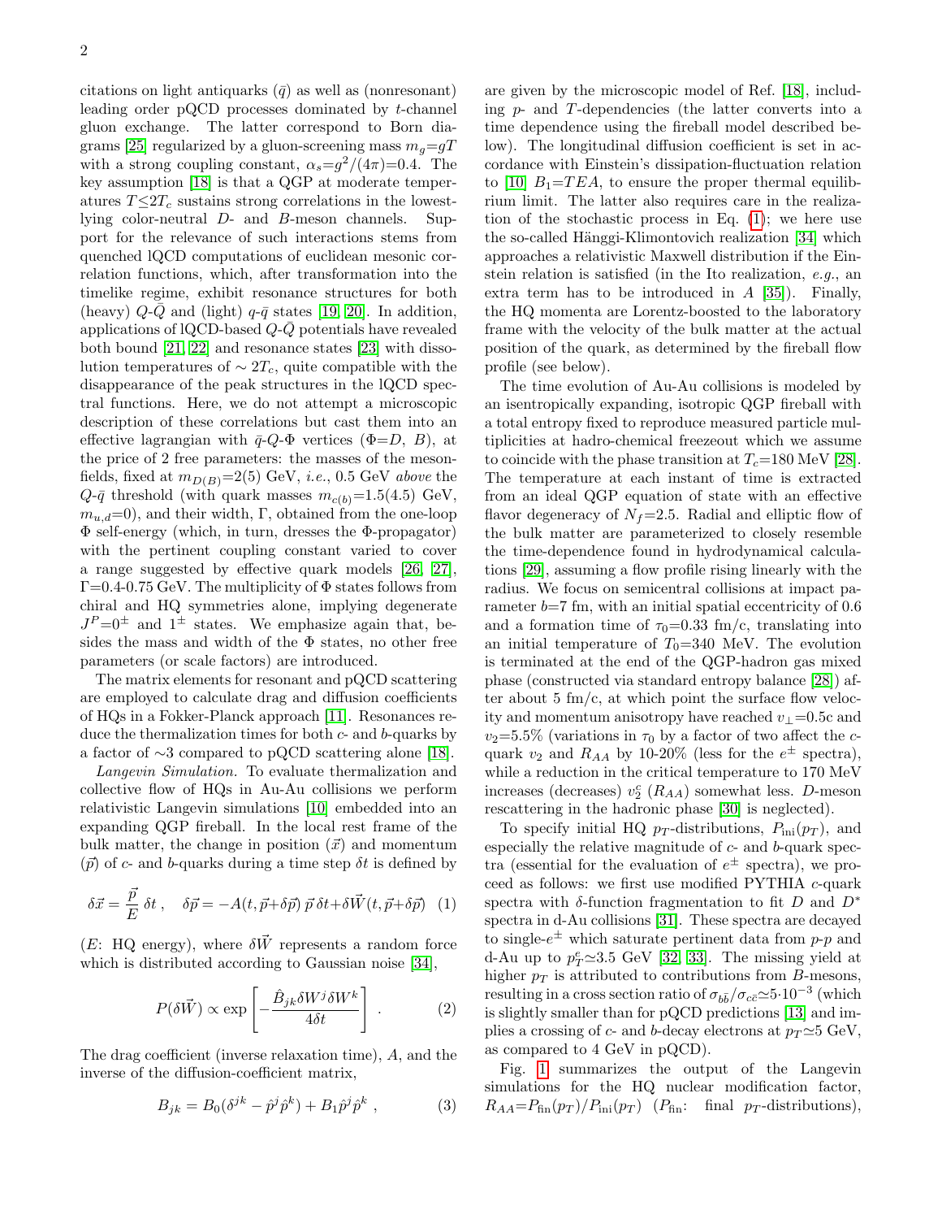citations on light antiquarks ($\bar{q}$) as well as (nonresonant) leading order pQCD processes dominated by $t$-channel gluon exchange. The latter correspond to Born diagrams [25] regularized by a gluon-screening mass $m_g$=$gT$ with a strong coupling constant, $\alpha_s$=$g^2/(4\pi)$=0.4. The key assumption [18] is that a QGP at moderate temperatures $T \leq 2T_c$ sustains strong correlations in the lowest-lying color-neutral $D$- and $B$-meson channels. Support for the relevance of such interactions stems from quenched lQCD computations of euclidean mesonic correlation functions, which, after transformation into the timelike regime, exhibit resonance structures for both (heavy) $Q$-$\bar{Q}$ and (light) $q$-$\bar{q}$ states [19, 20]. In addition, applications of lQCD-based $Q$-$\bar{Q}$ potentials have revealed both bound [21, 22] and resonance states [23] with dissolution temperatures of $\sim 2T_c$, quite compatible with the disappearance of the peak structures in the lQCD spectral functions. Here, we do not attempt a microscopic description of these correlations but cast them into an effective lagrangian with $\bar{q}$-$Q$-$\Phi$ vertices ($\Phi$=$D$, $B$), at the price of 2 free parameters: the masses of the meson-fields, fixed at $m_{D(B)}$=2(5) GeV, *i.e.*, 0.5 GeV *above* the $Q$-$\bar{q}$ threshold (with quark masses $m_{c(b)}$=1.5(4.5) GeV, $m_{u,d}$=0), and their width, $\Gamma$, obtained from the one-loop $\Phi$ self-energy (which, in turn, dresses the $\Phi$-propagator) with the pertinent coupling constant varied to cover a range suggested by effective quark models [26, 27], $\Gamma$=0.4-0.75 GeV. The multiplicity of $\Phi$ states follows from chiral and HQ symmetries alone, implying degenerate $J^P$=$0^{\pm}$ and $1^{\pm}$ states. We emphasize again that, besides the mass and width of the $\Phi$ states, no other free parameters (or scale factors) are introduced.

The matrix elements for resonant and pQCD scattering are employed to calculate drag and diffusion coefficients of HQs in a Fokker-Planck approach [11]. Resonances reduce the thermalization times for both $c$- and $b$-quarks by a factor of $\sim$3 compared to pQCD scattering alone [18].

*Langevin Simulation.* To evaluate thermalization and collective flow of HQs in Au-Au collisions we perform relativistic Langevin simulations [10] embedded into an expanding QGP fireball. In the local rest frame of the bulk matter, the change in position ($\vec{x}$) and momentum ($\vec{p}$) of $c$- and $b$-quarks during a time step $\delta t$ is defined by

$$\delta\vec{x} = \frac{\vec{p}}{E}\,\delta t\,, \quad \delta\vec{p} = -A(t, \vec{p}+\delta\vec{p})\,\vec{p}\,\delta t + \delta\vec{W}(t, \vec{p}+\delta\vec{p}) \quad (1)$$

($E$: HQ energy), where $\delta\vec{W}$ represents a random force which is distributed according to Gaussian noise [34],

$$P(\delta\vec{W}) \propto \exp\left[-\frac{\hat{B}_{jk}\delta W^j \delta W^k}{4\delta t}\right]\,. \quad (2)$$

The drag coefficient (inverse relaxation time), $A$, and the inverse of the diffusion-coefficient matrix,

$$B_{jk} = B_0(\delta^{jk} - \hat{p}^j\hat{p}^k) + B_1\hat{p}^j\hat{p}^k\,, \quad (3)$$

are given by the microscopic model of Ref. [18], including $p$- and $T$-dependencies (the latter converts into a time dependence using the fireball model described below). The longitudinal diffusion coefficient is set in accordance with Einstein's dissipation-fluctuation relation to [10] $B_1$=$TEA$, to ensure the proper thermal equilibrium limit. The latter also requires care in the realization of the stochastic process in Eq. (1); we here use the so-called Hänggi-Klimontovich realization [34] which approaches a relativistic Maxwell distribution if the Einstein relation is satisfied (in the Ito realization, *e.g.*, an extra term has to be introduced in $A$ [35]). Finally, the HQ momenta are Lorentz-boosted to the laboratory frame with the velocity of the bulk matter at the actual position of the quark, as determined by the fireball flow profile (see below).

The time evolution of Au-Au collisions is modeled by an isentropically expanding, isotropic QGP fireball with a total entropy fixed to reproduce measured particle multiplicities at hadro-chemical freezeout which we assume to coincide with the phase transition at $T_c$=180 MeV [28]. The temperature at each instant of time is extracted from an ideal QGP equation of state with an effective flavor degeneracy of $N_f$=2.5. Radial and elliptic flow of the bulk matter are parameterized to closely resemble the time-dependence found in hydrodynamical calculations [29], assuming a flow profile rising linearly with the radius. We focus on semicentral collisions at impact parameter $b$=7 fm, with an initial spatial eccentricity of 0.6 and a formation time of $\tau_0$=0.33 fm/c, translating into an initial temperature of $T_0$=340 MeV. The evolution is terminated at the end of the QGP-hadron gas mixed phase (constructed via standard entropy balance [28]) after about 5 fm/c, at which point the surface flow velocity and momentum anisotropy have reached $v_\perp$=0.5c and $v_2$=5.5% (variations in $\tau_0$ by a factor of two affect the $c$-quark $v_2$ and $R_{AA}$ by 10-20% (less for the $e^{\pm}$ spectra), while a reduction in the critical temperature to 170 MeV increases (decreases) $v_2^c$ ($R_{AA}$) somewhat less. $D$-meson rescattering in the hadronic phase [30] is neglected).

To specify initial HQ $p_T$-distributions, $P_{\rm ini}(p_T)$, and especially the relative magnitude of $c$- and $b$-quark spectra (essential for the evaluation of $e^{\pm}$ spectra), we proceed as follows: we first use modified PYTHIA $c$-quark spectra with $\delta$-function fragmentation to fit $D$ and $D^*$ spectra in d-Au collisions [31]. These spectra are decayed to single-$e^{\pm}$ which saturate pertinent data from $p$-$p$ and d-Au up to $p_T^e \simeq$3.5 GeV [32, 33]. The missing yield at higher $p_T$ is attributed to contributions from $B$-mesons, resulting in a cross section ratio of $\sigma_{b\bar{b}}/\sigma_{c\bar{c}} \simeq 5\cdot 10^{-3}$ (which is slightly smaller than for pQCD predictions [13] and implies a crossing of $c$- and $b$-decay electrons at $p_T \simeq$5 GeV, as compared to 4 GeV in pQCD).

Fig. 1 summarizes the output of the Langevin simulations for the HQ nuclear modification factor, $R_{AA}$=$P_{\rm fin}(p_T)/P_{\rm ini}(p_T)$ ($P_{\rm fin}$: final $p_T$-distributions),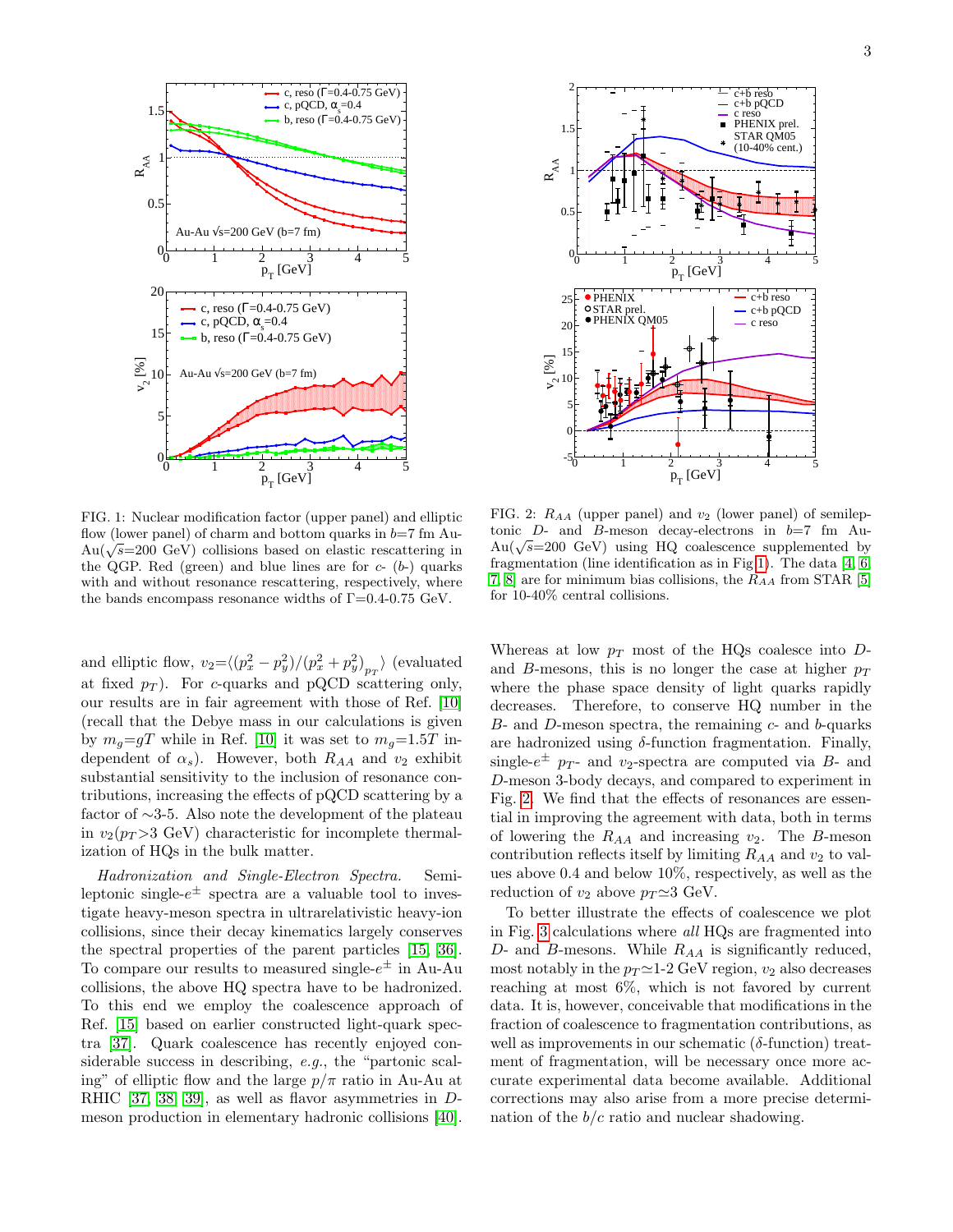FIG. 1: Nuclear modification factor (upper panel) and elliptic flow (lower panel) of charm and bottom quarks in $b$=7 fm Au-Au($\sqrt{s}$=200 GeV) collisions based on elastic rescattering in the QGP. Red (green) and blue lines are for $c$- ($b$-) quarks with and without resonance rescattering, respectively, where the bands encompass resonance widths of $\Gamma$=0.4-0.75 GeV.

FIG. 2: $R_{AA}$ (upper panel) and $v_2$ (lower panel) of semileptonic $D$- and $B$-meson decay-electrons in $b$=7 fm Au-Au($\sqrt{s}$=200 GeV) using HQ coalescence supplemented by fragmentation (line identification as in Fig 1). The data [4, 6, 7, 8] are for minimum bias collisions, the $R_{AA}$ from STAR [5] for 10-40% central collisions.

and elliptic flow, $v_2 = \langle (p_x^2 - p_y^2)/(p_x^2 + p_y^2)_{p_T} \rangle$ (evaluated at fixed $p_T$). For $c$-quarks and pQCD scattering only, our results are in fair agreement with those of Ref. [10] (recall that the Debye mass in our calculations is given by $m_g = gT$ while in Ref. [10] it was set to $m_g = 1.5T$ independent of $\alpha_s$). However, both $R_{AA}$ and $v_2$ exhibit substantial sensitivity to the inclusion of resonance contributions, increasing the effects of pQCD scattering by a factor of $\sim$3-5. Also note the development of the plateau in $v_2(p_T > 3$ GeV) characteristic for incomplete thermalization of HQs in the bulk matter.

*Hadronization and Single-Electron Spectra.* Semileptonic single-$e^{\pm}$ spectra are a valuable tool to investigate heavy-meson spectra in ultrarelativistic heavy-ion collisions, since their decay kinematics largely conserves the spectral properties of the parent particles [15, 36]. To compare our results to measured single-$e^{\pm}$ in Au-Au collisions, the above HQ spectra have to be hadronized. To this end we employ the coalescence approach of Ref. [15] based on earlier constructed light-quark spectra [37]. Quark coalescence has recently enjoyed considerable success in describing, *e.g.*, the "partonic scaling" of elliptic flow and the large $p/\pi$ ratio in Au-Au at RHIC [37, 38, 39], as well as flavor asymmetries in $D$-meson production in elementary hadronic collisions [40]. Whereas at low $p_T$ most of the HQs coalesce into $D$- and $B$-mesons, this is no longer the case at higher $p_T$ where the phase space density of light quarks rapidly decreases. Therefore, to conserve HQ number in the $B$- and $D$-meson spectra, the remaining $c$- and $b$-quarks are hadronized using $\delta$-function fragmentation. Finally, single-$e^{\pm}$ $p_T$- and $v_2$-spectra are computed via $B$- and $D$-meson 3-body decays, and compared to experiment in Fig. 2. We find that the effects of resonances are essential in improving the agreement with data, both in terms of lowering the $R_{AA}$ and increasing $v_2$. The $B$-meson contribution reflects itself by limiting $R_{AA}$ and $v_2$ to values above 0.4 and below 10%, respectively, as well as the reduction of $v_2$ above $p_T \simeq 3$ GeV.

To better illustrate the effects of coalescence we plot in Fig. 3 calculations where *all* HQs are fragmented into $D$- and $B$-mesons. While $R_{AA}$ is significantly reduced, most notably in the $p_T \simeq$1-2 GeV region, $v_2$ also decreases reaching at most 6%, which is not favored by current data. It is, however, conceivable that modifications in the fraction of coalescence to fragmentation contributions, as well as improvements in our schematic ($\delta$-function) treatment of fragmentation, will be necessary once more accurate experimental data become available. Additional corrections may also arise from a more precise determination of the $b/c$ ratio and nuclear shadowing.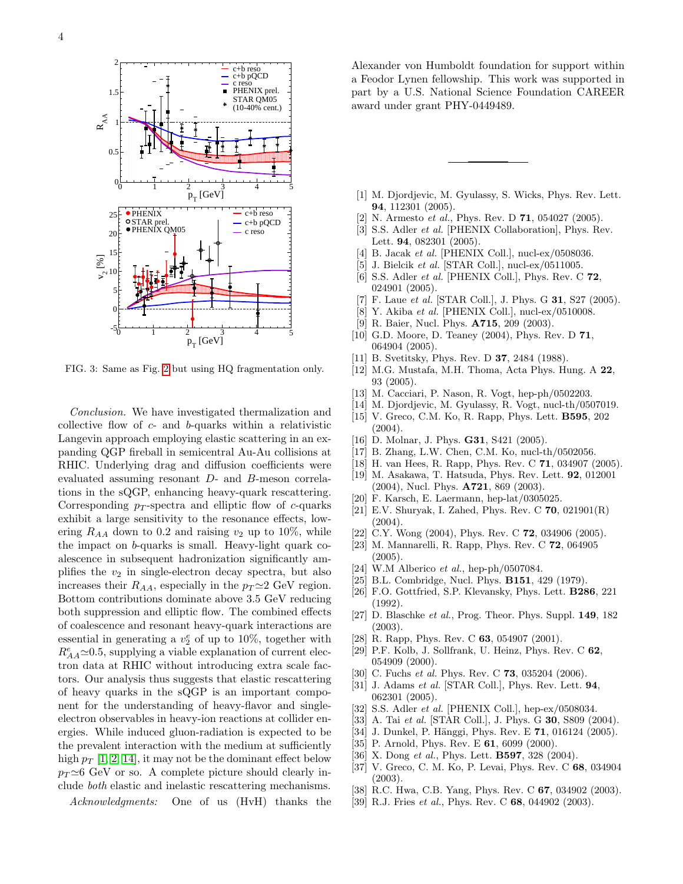FIG. 3: Same as Fig. 2 but using HQ fragmentation only.

*Conclusion.* We have investigated thermalization and collective flow of $c$- and $b$-quarks within a relativistic Langevin approach employing elastic scattering in an expanding QGP fireball in semicentral Au-Au collisions at RHIC. Underlying drag and diffusion coefficients were evaluated assuming resonant $D$- and $B$-meson correlations in the sQGP, enhancing heavy-quark rescattering. Corresponding $p_T$-spectra and elliptic flow of $c$-quarks exhibit a large sensitivity to the resonance effects, lowering $R_{AA}$ down to 0.2 and raising $v_2$ up to 10%, while the impact on $b$-quarks is small. Heavy-light quark coalescence in subsequent hadronization significantly amplifies the $v_2$ in single-electron decay spectra, but also increases their $R_{AA}$, especially in the $p_T\simeq2$ GeV region. Bottom contributions dominate above 3.5 GeV reducing both suppression and elliptic flow. The combined effects of coalescence and resonant heavy-quark interactions are essential in generating a $v_2^e$ of up to 10%, together with $R_{AA}^e\simeq0.5$, supplying a viable explanation of current electron data at RHIC without introducing extra scale factors. Our analysis thus suggests that elastic rescattering of heavy quarks in the sQGP is an important component for the understanding of heavy-flavor and single-electron observables in heavy-ion reactions at collider energies. While induced gluon-radiation is expected to be the prevalent interaction with the medium at sufficiently high $p_T$ [1, 2, 14], it may not be the dominant effect below $p_T\simeq6$ GeV or so. A complete picture should clearly include *both* elastic and inelastic rescattering mechanisms.

*Acknowledgments:* One of us (HvH) thanks the Alexander von Humboldt foundation for support within a Feodor Lynen fellowship. This work was supported in part by a U.S. National Science Foundation CAREER award under grant PHY-0449489.

---

[1] M. Djordjevic, M. Gyulassy, S. Wicks, Phys. Rev. Lett. **94**, 112301 (2005).
[2] N. Armesto *et al.*, Phys. Rev. D **71**, 054027 (2005).
[3] S.S. Adler *et al.* [PHENIX Collaboration], Phys. Rev. Lett. **94**, 082301 (2005).
[4] B. Jacak *et al.* [PHENIX Coll.], nucl-ex/0508036.
[5] J. Bielcik *et al.* [STAR Coll.], nucl-ex/0511005.
[6] S.S. Adler *et al.* [PHENIX Coll.], Phys. Rev. C **72**, 024901 (2005).
[7] F. Laue *et al.* [STAR Coll.], J. Phys. G **31**, S27 (2005).
[8] Y. Akiba *et al.* [PHENIX Coll.], nucl-ex/0510008.
[9] R. Baier, Nucl. Phys. **A715**, 209 (2003).
[10] G.D. Moore, D. Teaney (2004), Phys. Rev. D **71**, 064904 (2005).
[11] B. Svetitsky, Phys. Rev. D **37**, 2484 (1988).
[12] M.G. Mustafa, M.H. Thoma, Acta Phys. Hung. A **22**, 93 (2005).
[13] M. Cacciari, P. Nason, R. Vogt, hep-ph/0502203.
[14] M. Djordjevic, M. Gyulassy, R. Vogt, nucl-th/0507019.
[15] V. Greco, C.M. Ko, R. Rapp, Phys. Lett. **B595**, 202 (2004).
[16] D. Molnar, J. Phys. **G31**, S421 (2005).
[17] B. Zhang, L.W. Chen, C.M. Ko, nucl-th/0502056.
[18] H. van Hees, R. Rapp, Phys. Rev. C **71**, 034907 (2005).
[19] M. Asakawa, T. Hatsuda, Phys. Rev. Lett. **92**, 012001 (2004), Nucl. Phys. **A721**, 869 (2003).
[20] F. Karsch, E. Laermann, hep-lat/0305025.
[21] E.V. Shuryak, I. Zahed, Phys. Rev. C **70**, 021901(R) (2004).
[22] C.Y. Wong (2004), Phys. Rev. C **72**, 034906 (2005).
[23] M. Mannarelli, R. Rapp, Phys. Rev. C **72**, 064905 (2005).
[24] W.M Alberico *et al.*, hep-ph/0507084.
[25] B.L. Combridge, Nucl. Phys. **B151**, 429 (1979).
[26] F.O. Gottfried, S.P. Klevansky, Phys. Lett. **B286**, 221 (1992).
[27] D. Blaschke *et al.*, Prog. Theor. Phys. Suppl. **149**, 182 (2003).
[28] R. Rapp, Phys. Rev. C **63**, 054907 (2001).
[29] P.F. Kolb, J. Sollfrank, U. Heinz, Phys. Rev. C **62**, 054909 (2000).
[30] C. Fuchs *et al.* Phys. Rev. C **73**, 035204 (2006).
[31] J. Adams *et al.* [STAR Coll.], Phys. Rev. Lett. **94**, 062301 (2005).
[32] S.S. Adler *et al.* [PHENIX Coll.], hep-ex/0508034.
[33] A. Tai *et al.* [STAR Coll.], J. Phys. G **30**, S809 (2004).
[34] J. Dunkel, P. Hänggi, Phys. Rev. E **71**, 016124 (2005).
[35] P. Arnold, Phys. Rev. E **61**, 6099 (2000).
[36] X. Dong *et al.*, Phys. Lett. **B597**, 328 (2004).
[37] V. Greco, C. M. Ko, P. Levai, Phys. Rev. C **68**, 034904 (2003).
[38] R.C. Hwa, C.B. Yang, Phys. Rev. C **67**, 034902 (2003).
[39] R.J. Fries *et al.*, Phys. Rev. C **68**, 044902 (2003).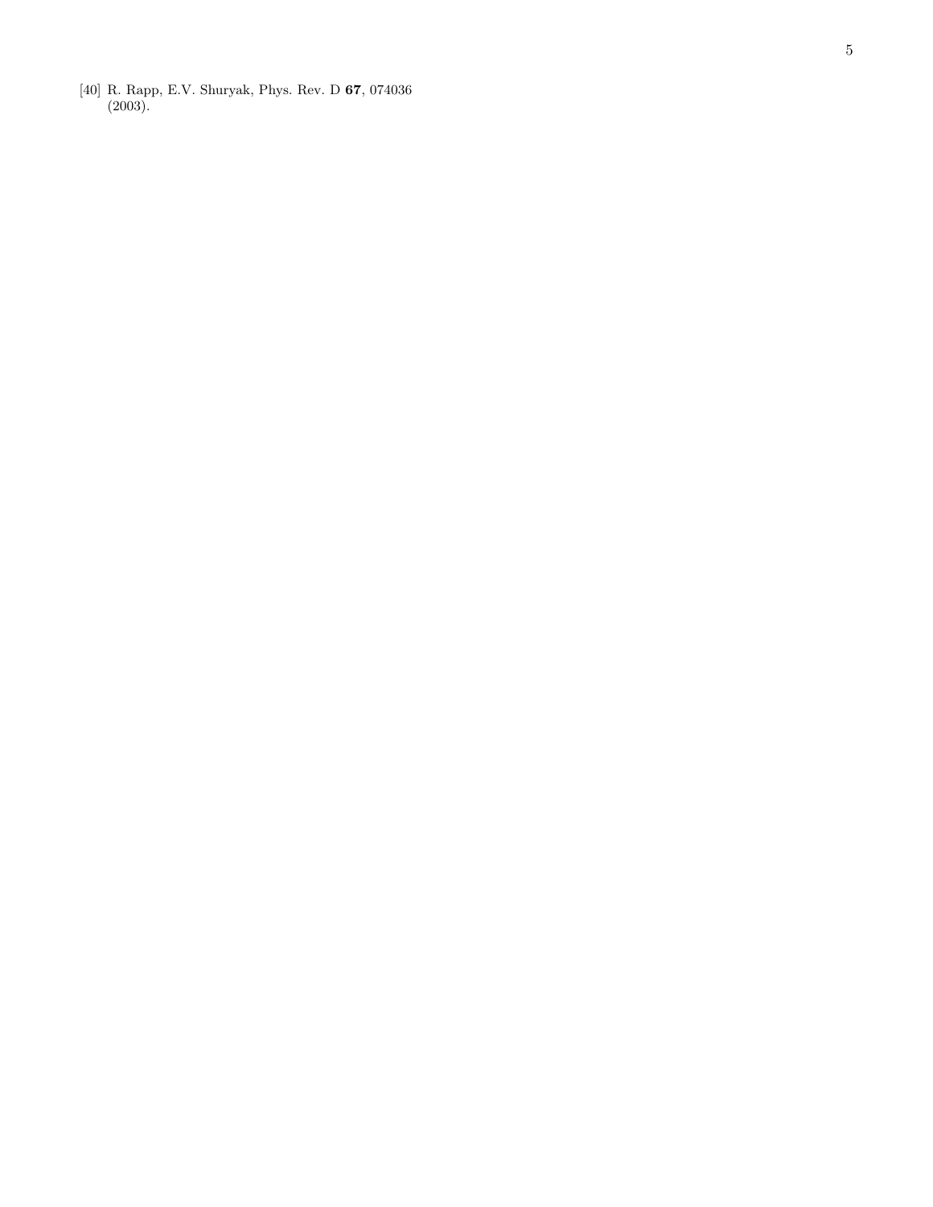[40] R. Rapp, E.V. Shuryak, Phys. Rev. D **67**, 074036 (2003).